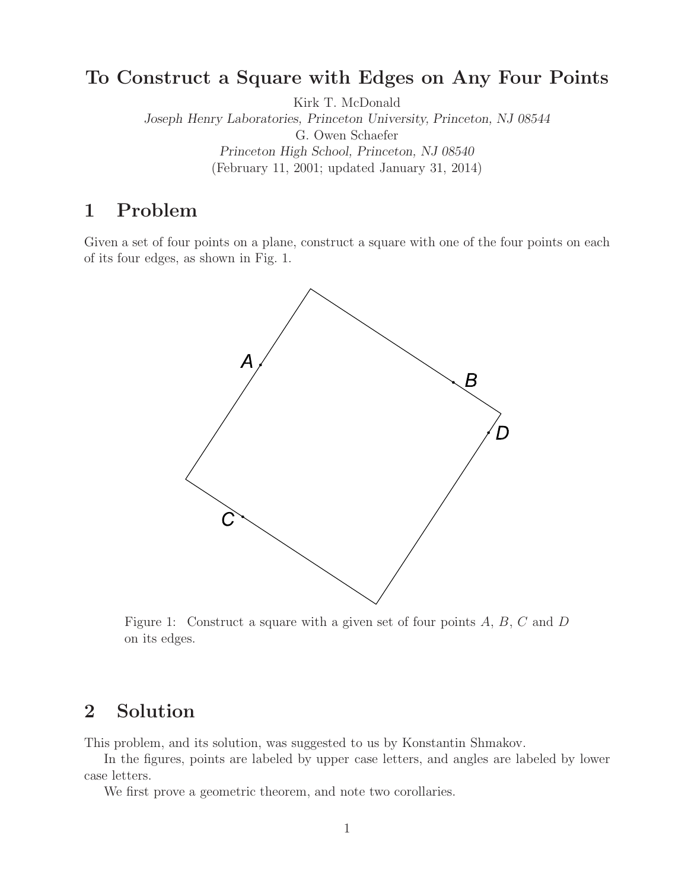# To Construct a Square with Edges on Any Four Points

Kirk T. McDonald
*Joseph Henry Laboratories, Princeton University, Princeton, NJ 08544*
G. Owen Schaefer
*Princeton High School, Princeton, NJ 08540*
(February 11, 2001; updated January 31, 2014)

## 1 Problem

Given a set of four points on a plane, construct a square with one of the four points on each of its four edges, as shown in Fig. 1.

Figure 1: Construct a square with a given set of four points $A$, $B$, $C$ and $D$ on its edges.

## 2 Solution

This problem, and its solution, was suggested to us by Konstantin Shmakov.

In the figures, points are labeled by upper case letters, and angles are labeled by lower case letters.

We first prove a geometric theorem, and note two corollaries.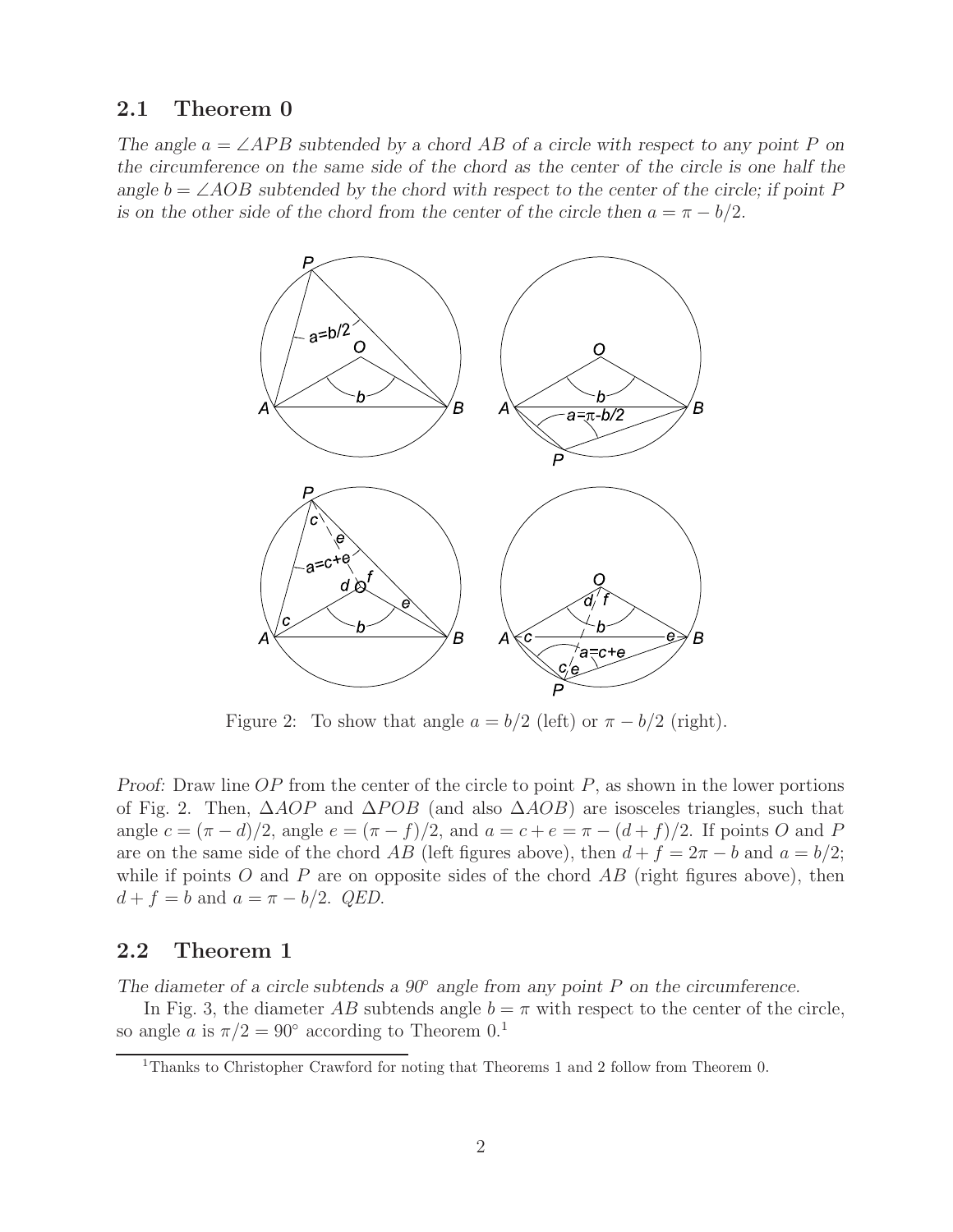## 2.1 Theorem 0

*The angle $a = \angle APB$ subtended by a chord $AB$ of a circle with respect to any point $P$ on the circumference on the same side of the chord as the center of the circle is one half the angle $b = \angle AOB$ subtended by the chord with respect to the center of the circle; if point $P$ is on the other side of the chord from the center of the circle then $a = \pi - b/2$.*

Figure 2: To show that angle $a = b/2$ (left) or $\pi - b/2$ (right).

*Proof:* Draw line $OP$ from the center of the circle to point $P$, as shown in the lower portions of Fig. 2. Then, $\Delta AOP$ and $\Delta POB$ (and also $\Delta AOB$) are isosceles triangles, such that angle $c = (\pi - d)/2$, angle $e = (\pi - f)/2$, and $a = c + e = \pi - (d + f)/2$. If points $O$ and $P$ are on the same side of the chord $AB$ (left figures above), then $d + f = 2\pi - b$ and $a = b/2$; while if points $O$ and $P$ are on opposite sides of the chord $AB$ (right figures above), then $d + f = b$ and $a = \pi - b/2$. *QED.*

## 2.2 Theorem 1

*The diameter of a circle subtends a 90° angle from any point $P$ on the circumference.*

In Fig. 3, the diameter $AB$ subtends angle $b = \pi$ with respect to the center of the circle, so angle $a$ is $\pi/2 = 90°$ according to Theorem 0.[1]

[1] Thanks to Christopher Crawford for noting that Theorems 1 and 2 follow from Theorem 0.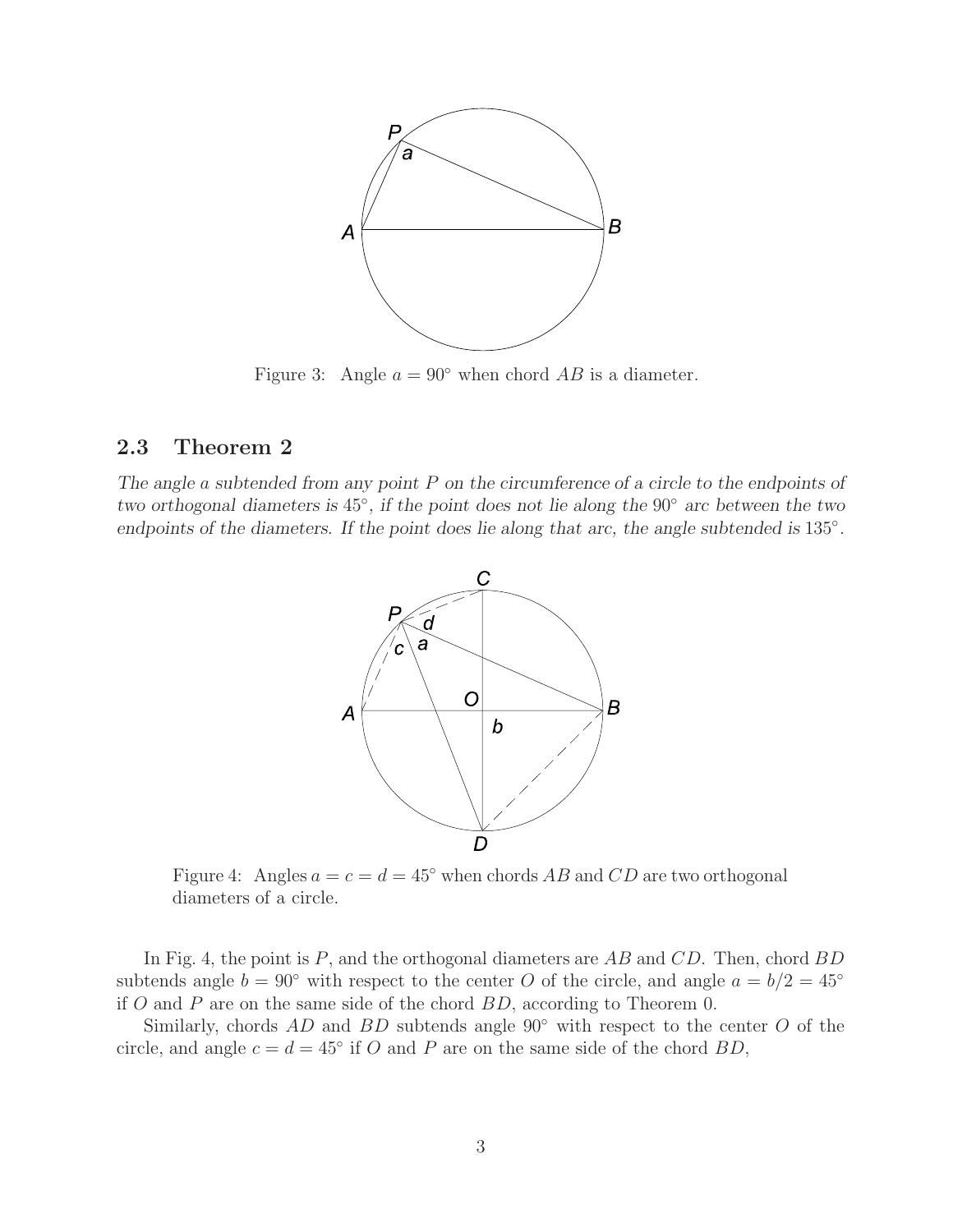Figure 3: Angle $a = 90°$ when chord $AB$ is a diameter.

### 2.3 Theorem 2

*The angle $a$ subtended from any point $P$ on the circumference of a circle to the endpoints of two orthogonal diameters is $45°$, if the point does not lie along the $90°$ arc between the two endpoints of the diameters. If the point does lie along that arc, the angle subtended is $135°$.*

Figure 4: Angles $a = c = d = 45°$ when chords $AB$ and $CD$ are two orthogonal diameters of a circle.

In Fig. 4, the point is $P$, and the orthogonal diameters are $AB$ and $CD$. Then, chord $BD$ subtends angle $b = 90°$ with respect to the center $O$ of the circle, and angle $a = b/2 = 45°$ if $O$ and $P$ are on the same side of the chord $BD$, according to Theorem 0.

Similarly, chords $AD$ and $BD$ subtends angle $90°$ with respect to the center $O$ of the circle, and angle $c = d = 45°$ if $O$ and $P$ are on the same side of the chord $BD$,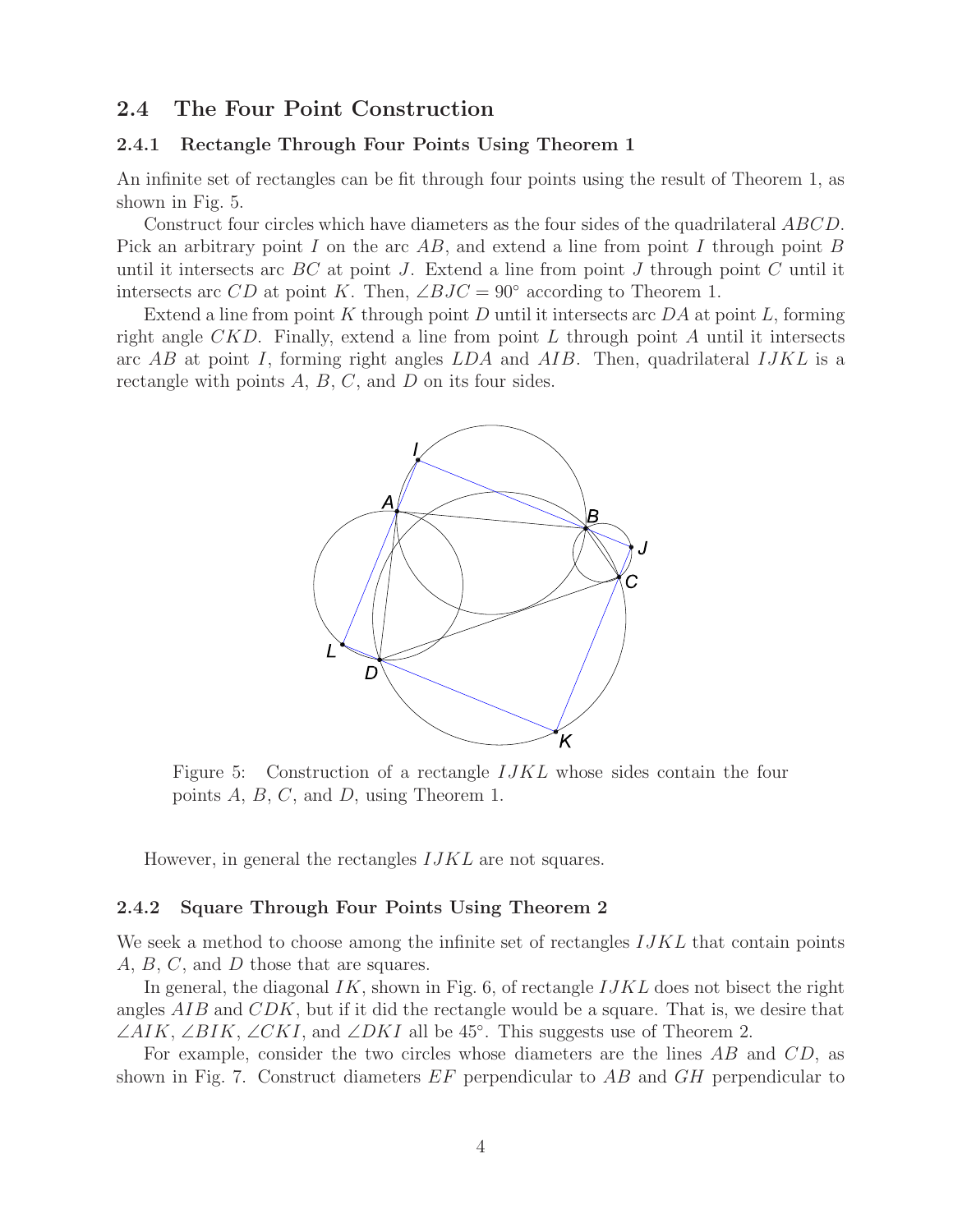## 2.4 The Four Point Construction

### 2.4.1 Rectangle Through Four Points Using Theorem 1

An infinite set of rectangles can be fit through four points using the result of Theorem 1, as shown in Fig. 5.

Construct four circles which have diameters as the four sides of the quadrilateral $ABCD$. Pick an arbitrary point $I$ on the arc $AB$, and extend a line from point $I$ through point $B$ until it intersects arc $BC$ at point $J$. Extend a line from point $J$ through point $C$ until it intersects arc $CD$ at point $K$. Then, $\angle BJC = 90°$ according to Theorem 1.

Extend a line from point $K$ through point $D$ until it intersects arc $DA$ at point $L$, forming right angle $CKD$. Finally, extend a line from point $L$ through point $A$ until it intersects arc $AB$ at point $I$, forming right angles $LDA$ and $AIB$. Then, quadrilateral $IJKL$ is a rectangle with points $A$, $B$, $C$, and $D$ on its four sides.

Figure 5: Construction of a rectangle $IJKL$ whose sides contain the four points $A$, $B$, $C$, and $D$, using Theorem 1.

However, in general the rectangles $IJKL$ are not squares.

### 2.4.2 Square Through Four Points Using Theorem 2

We seek a method to choose among the infinite set of rectangles $IJKL$ that contain points $A$, $B$, $C$, and $D$ those that are squares.

In general, the diagonal $IK$, shown in Fig. 6, of rectangle $IJKL$ does not bisect the right angles $AIB$ and $CDK$, but if it did the rectangle would be a square. That is, we desire that $\angle AIK$, $\angle BIK$, $\angle CKI$, and $\angle DKI$ all be 45°. This suggests use of Theorem 2.

For example, consider the two circles whose diameters are the lines $AB$ and $CD$, as shown in Fig. 7. Construct diameters $EF$ perpendicular to $AB$ and $GH$ perpendicular to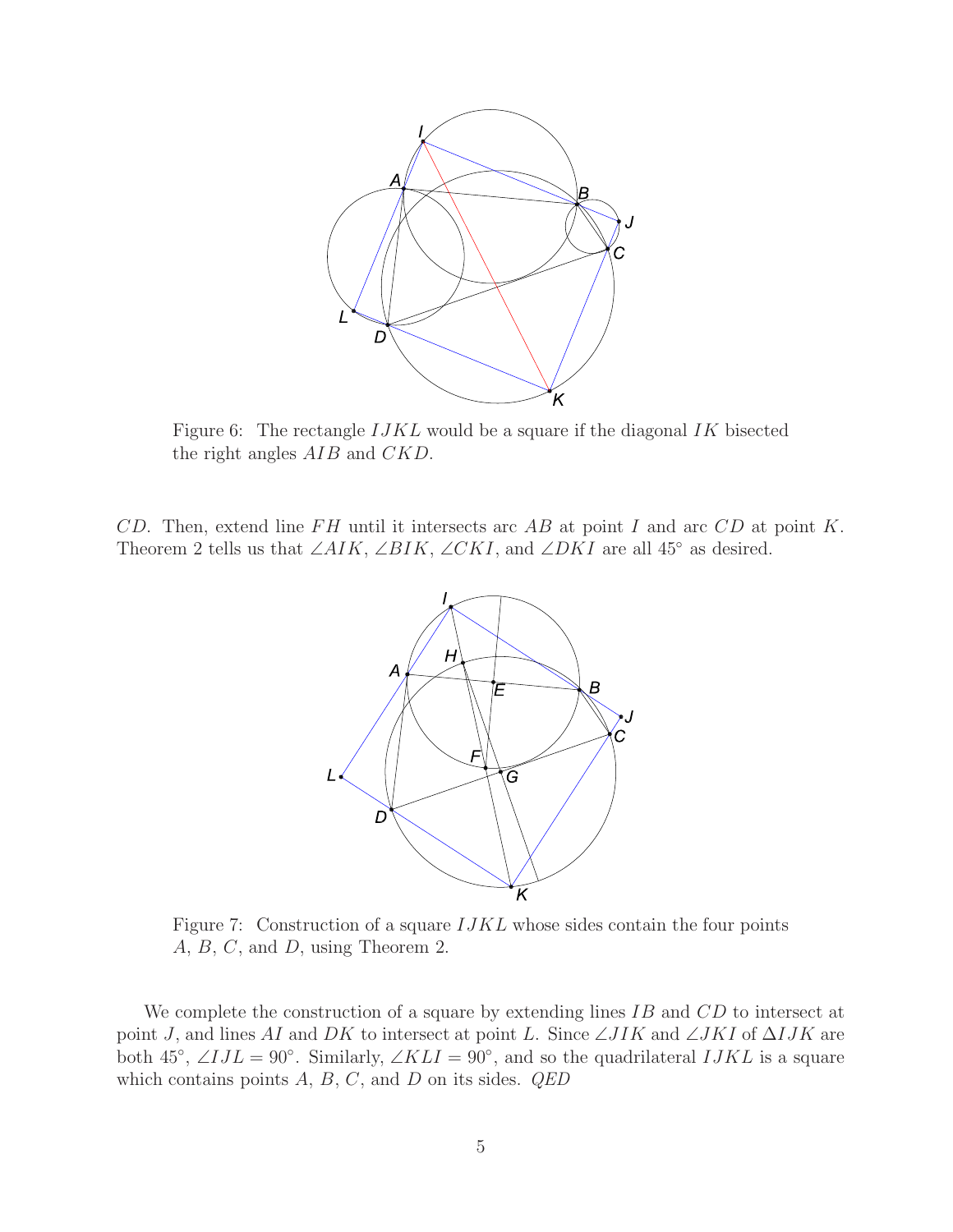Figure 6: The rectangle $IJKL$ would be a square if the diagonal $IK$ bisected the right angles $AIB$ and $CKD$.

$CD$. Then, extend line $FH$ until it intersects arc $AB$ at point $I$ and arc $CD$ at point $K$. Theorem 2 tells us that $\angle AIK$, $\angle BIK$, $\angle CKI$, and $\angle DKI$ are all $45^\circ$ as desired.

Figure 7: Construction of a square $IJKL$ whose sides contain the four points $A$, $B$, $C$, and $D$, using Theorem 2.

We complete the construction of a square by extending lines $IB$ and $CD$ to intersect at point $J$, and lines $AI$ and $DK$ to intersect at point $L$. Since $\angle JIK$ and $\angle JKI$ of $\Delta IJK$ are both $45^\circ$, $\angle IJL = 90^\circ$. Similarly, $\angle KLI = 90^\circ$, and so the quadrilateral $IJKL$ is a square which contains points $A$, $B$, $C$, and $D$ on its sides. *QED*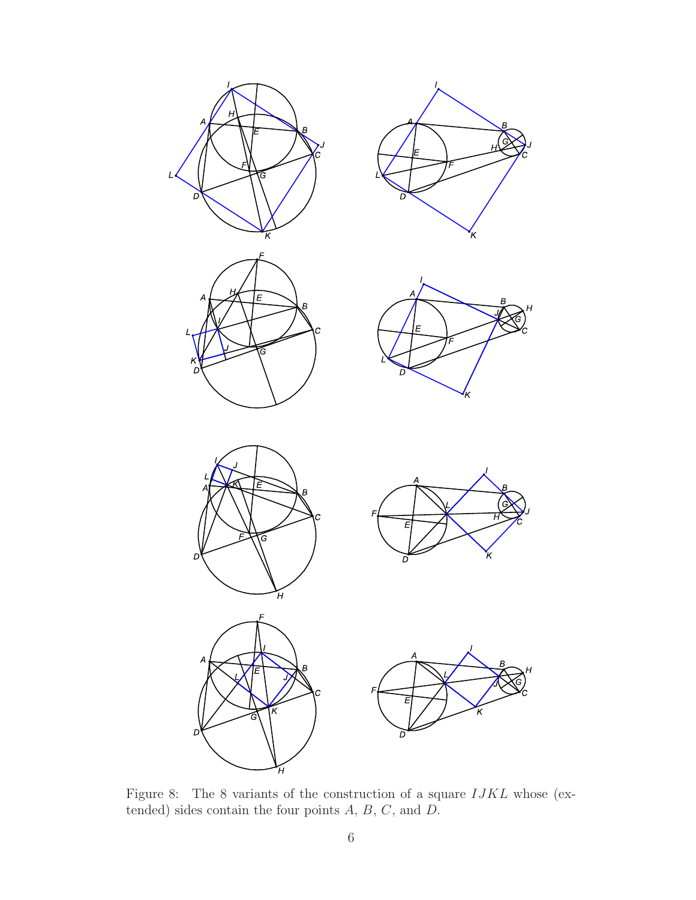Figure 8: The 8 variants of the construction of a square $IJKL$ whose (extended) sides contain the four points $A$, $B$, $C$, and $D$.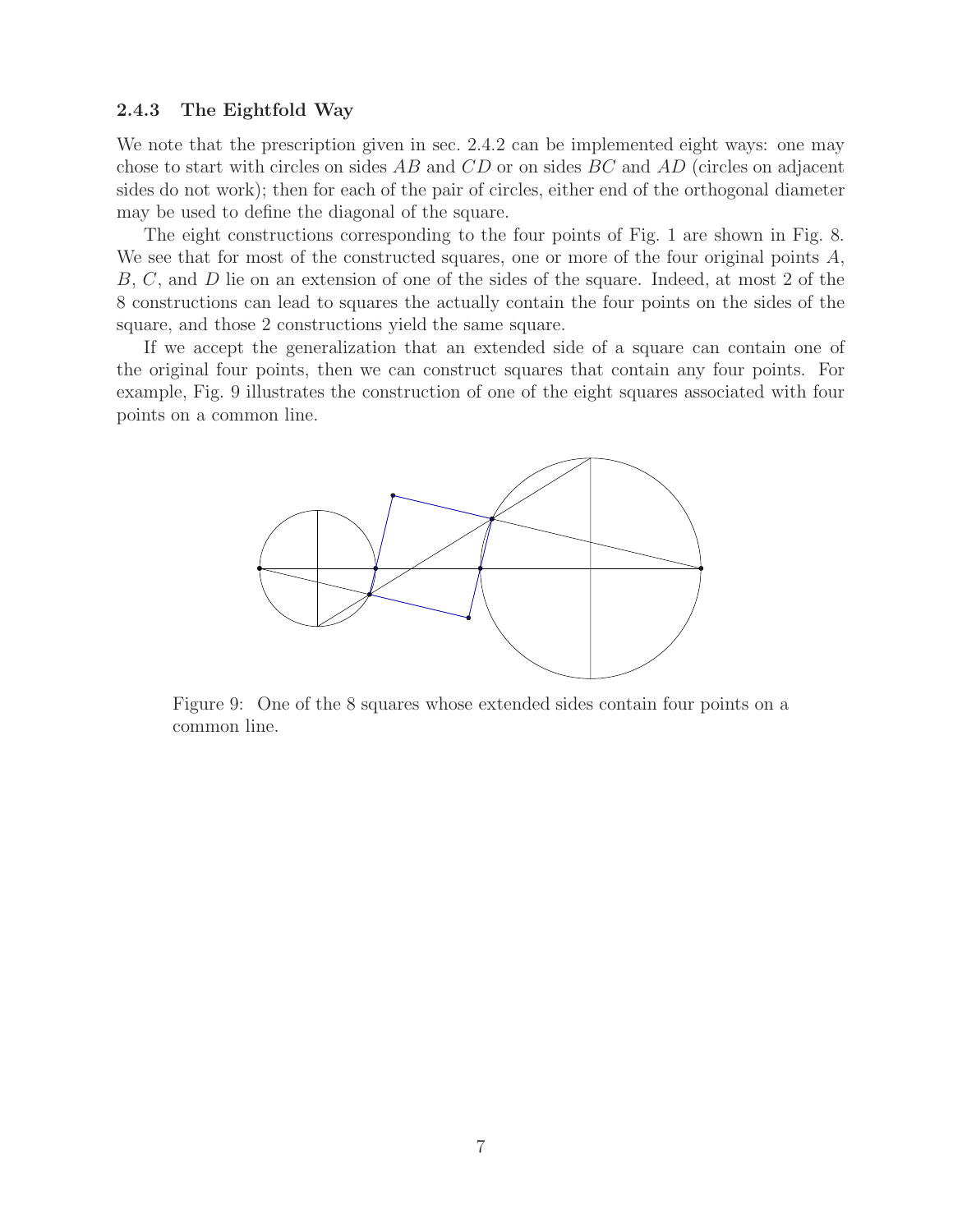### 2.4.3 The Eightfold Way

We note that the prescription given in sec. 2.4.2 can be implemented eight ways: one may chose to start with circles on sides $AB$ and $CD$ or on sides $BC$ and $AD$ (circles on adjacent sides do not work); then for each of the pair of circles, either end of the orthogonal diameter may be used to define the diagonal of the square.

The eight constructions corresponding to the four points of Fig. 1 are shown in Fig. 8. We see that for most of the constructed squares, one or more of the four original points $A$, $B$, $C$, and $D$ lie on an extension of one of the sides of the square. Indeed, at most 2 of the 8 constructions can lead to squares the actually contain the four points on the sides of the square, and those 2 constructions yield the same square.

If we accept the generalization that an extended side of a square can contain one of the original four points, then we can construct squares that contain any four points. For example, Fig. 9 illustrates the construction of one of the eight squares associated with four points on a common line.

Figure 9: One of the 8 squares whose extended sides contain four points on a common line.